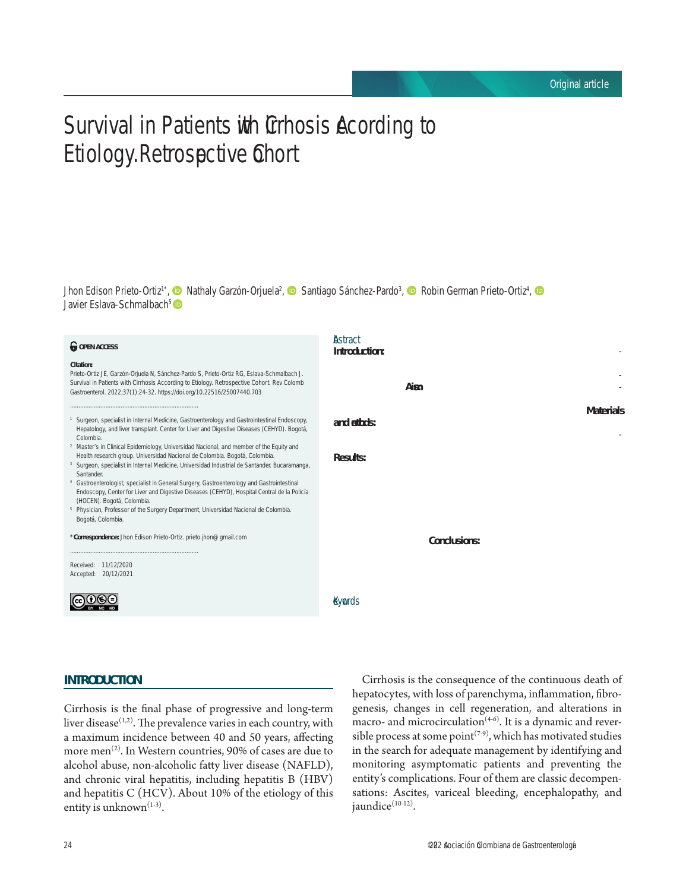Original article

# Survival in Patients with Cirrhosis According to Etiology. Retrospective Cohort

Jhon Edison Prieto-Ortiz[1*], Nathaly Garzón-Orjuela[2], Santiago Sánchez-Pardo[3], Robin German Prieto-Ortiz[4], Javier Eslava-Schmalbach[5]

**OPEN ACCESS**

**Citation:**
Prieto-Ortiz JE, Garzón-Orjuela N, Sánchez-Pardo S, Prieto-Ortiz RG, Eslava-Schmalbach J. Survival in Patients with Cirrhosis According to Etiology. Retrospective Cohort. Rev Colomb Gastroenterol. 2022;37(1):24-32. https://doi.org/10.22516/25007440.703

[1] Surgeon, specialist in Internal Medicine, Gastroenterology and Gastrointestinal Endoscopy, Hepatology, and liver transplant. Center for Liver and Digestive Diseases (CEHYD). Bogotá, Colombia.
[2] Master's in Clinical Epidemiology, Universidad Nacional, and member of the Equity and Health research group. Universidad Nacional de Colombia. Bogotá, Colombia.
[3] Surgeon, specialist in Internal Medicine, Universidad Industrial de Santander. Bucaramanga, Santander.
[4] Gastroenterologist, specialist in General Surgery, Gastroenterology and Gastrointestinal Endoscopy, Center for Liver and Digestive Diseases (CEHYD), Hospital Central de la Policía (HOCEN). Bogotá, Colombia.
[5] Physician, Professor of the Surgery Department, Universidad Nacional de Colombia. Bogotá, Colombia.

***Correspondence:** Jhon Edison Prieto-Ortiz. prieto.jhon@gmail.com

Received: 11/12/2020
Accepted: 20/12/2021

## Abstract

**Introduction:**

**Aims:**

**Materials and methods:**

**Results:**

**Conclusions:**

**Keywords**

## INTRODUCTION

Cirrhosis is the final phase of progressive and long-term liver disease[1,2]. The prevalence varies in each country, with a maximum incidence between 40 and 50 years, affecting more men[2]. In Western countries, 90% of cases are due to alcohol abuse, non-alcoholic fatty liver disease (NAFLD), and chronic viral hepatitis, including hepatitis B (HBV) and hepatitis C (HCV). About 10% of the etiology of this entity is unknown[1-3].

Cirrhosis is the consequence of the continuous death of hepatocytes, with loss of parenchyma, inflammation, fibrogenesis, changes in cell regeneration, and alterations in macro- and microcirculation[4-6]. It is a dynamic and reversible process at some point[7-9], which has motivated studies in the search for adequate management by identifying and monitoring asymptomatic patients and preventing the entity's complications. Four of them are classic decompensations: Ascites, variceal bleeding, encephalopathy, and jaundice[10-12].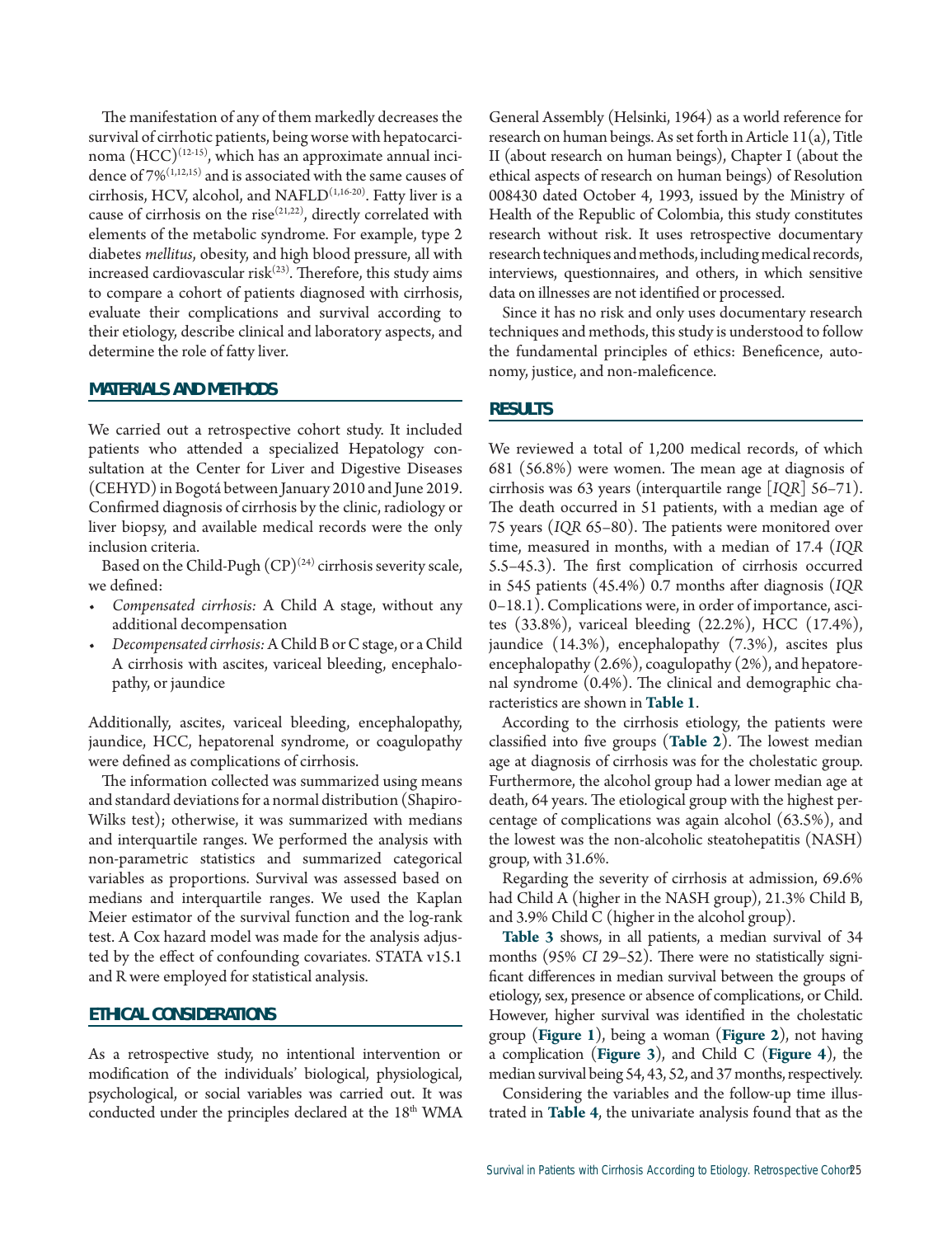The manifestation of any of them markedly decreases the survival of cirrhotic patients, being worse with hepatocarcinoma (HCC)[12-15], which has an approximate annual incidence of 7%[1,12,15] and is associated with the same causes of cirrhosis, HCV, alcohol, and NAFLD[1,16-20]. Fatty liver is a cause of cirrhosis on the rise[21,22], directly correlated with elements of the metabolic syndrome. For example, type 2 diabetes *mellitus*, obesity, and high blood pressure, all with increased cardiovascular risk[23]. Therefore, this study aims to compare a cohort of patients diagnosed with cirrhosis, evaluate their complications and survival according to their etiology, describe clinical and laboratory aspects, and determine the role of fatty liver.

## MATERIALS AND METHODS

We carried out a retrospective cohort study. It included patients who attended a specialized Hepatology consultation at the Center for Liver and Digestive Diseases (CEHYD) in Bogotá between January 2010 and June 2019. Confirmed diagnosis of cirrhosis by the clinic, radiology or liver biopsy, and available medical records were the only inclusion criteria.

Based on the Child-Pugh (CP)[24] cirrhosis severity scale, we defined:

- *Compensated cirrhosis:* A Child A stage, without any additional decompensation
- *Decompensated cirrhosis:* A Child B or C stage, or a Child A cirrhosis with ascites, variceal bleeding, encephalopathy, or jaundice

Additionally, ascites, variceal bleeding, encephalopathy, jaundice, HCC, hepatorenal syndrome, or coagulopathy were defined as complications of cirrhosis.

The information collected was summarized using means and standard deviations for a normal distribution (Shapiro-Wilks test); otherwise, it was summarized with medians and interquartile ranges. We performed the analysis with non-parametric statistics and summarized categorical variables as proportions. Survival was assessed based on medians and interquartile ranges. We used the Kaplan Meier estimator of the survival function and the log-rank test. A Cox hazard model was made for the analysis adjusted by the effect of confounding covariates. STATA v15.1 and R were employed for statistical analysis.

## ETHICAL CONSIDERATIONS

As a retrospective study, no intentional intervention or modification of the individuals' biological, physiological, psychological, or social variables was carried out. It was conducted under the principles declared at the 18th WMA General Assembly (Helsinki, 1964) as a world reference for research on human beings. As set forth in Article 11(a), Title II (about research on human beings), Chapter I (about the ethical aspects of research on human beings) of Resolution 008430 dated October 4, 1993, issued by the Ministry of Health of the Republic of Colombia, this study constitutes research without risk. It uses retrospective documentary research techniques and methods, including medical records, interviews, questionnaires, and others, in which sensitive data on illnesses are not identified or processed.

Since it has no risk and only uses documentary research techniques and methods, this study is understood to follow the fundamental principles of ethics: Beneficence, autonomy, justice, and non-maleficence.

## RESULTS

We reviewed a total of 1,200 medical records, of which 681 (56.8%) were women. The mean age at diagnosis of cirrhosis was 63 years (interquartile range [*IQR*] 56–71). The death occurred in 51 patients, with a median age of 75 years (*IQR* 65–80). The patients were monitored over time, measured in months, with a median of 17.4 (*IQR* 5.5–45.3). The first complication of cirrhosis occurred in 545 patients (45.4%) 0.7 months after diagnosis (*IQR* 0–18.1). Complications were, in order of importance, ascites (33.8%), variceal bleeding (22.2%), HCC (17.4%), jaundice (14.3%), encephalopathy (7.3%), ascites plus encephalopathy (2.6%), coagulopathy (2%), and hepatorenal syndrome (0.4%). The clinical and demographic characteristics are shown in **Table 1**.

According to the cirrhosis etiology, the patients were classified into five groups (**Table 2**). The lowest median age at diagnosis of cirrhosis was for the cholestatic group. Furthermore, the alcohol group had a lower median age at death, 64 years. The etiological group with the highest percentage of complications was again alcohol (63.5%), and the lowest was the non-alcoholic steatohepatitis (NASH) group, with 31.6%.

Regarding the severity of cirrhosis at admission, 69.6% had Child A (higher in the NASH group), 21.3% Child B, and 3.9% Child C (higher in the alcohol group).

**Table 3** shows, in all patients, a median survival of 34 months (95% *CI* 29–52). There were no statistically significant differences in median survival between the groups of etiology, sex, presence or absence of complications, or Child. However, higher survival was identified in the cholestatic group (**Figure 1**), being a woman (**Figure 2**), not having a complication (**Figure 3**), and Child C (**Figure 4**), the median survival being 54, 43, 52, and 37 months, respectively.

Considering the variables and the follow-up time illustrated in **Table 4**, the univariate analysis found that as the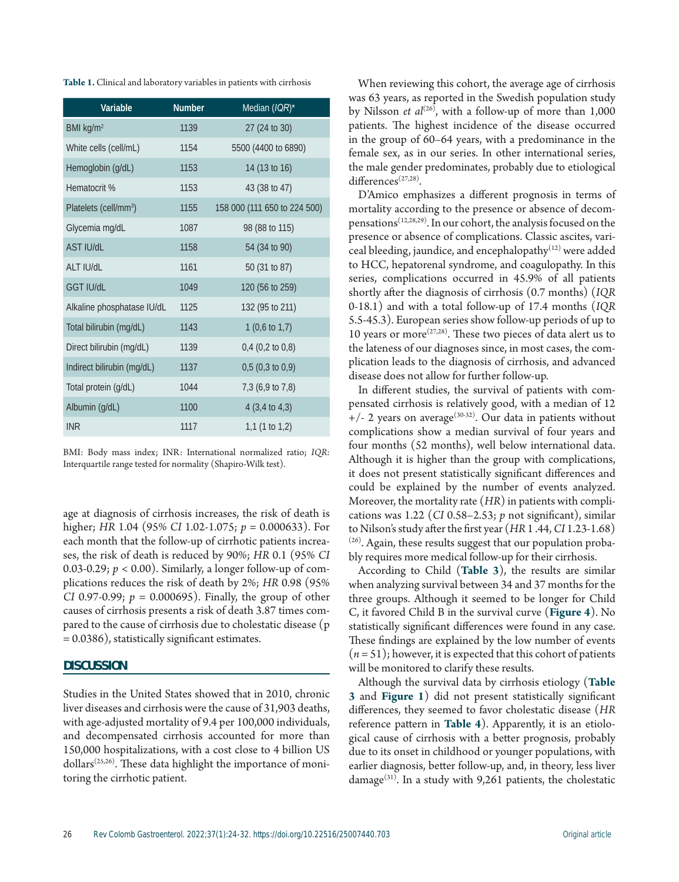**Table 1.** Clinical and laboratory variables in patients with cirrhosis

| Variable | Number | Median (*IQR*)* |
|---|---|---|
| BMI kg/m$^2$ | 1139 | 27 (24 to 30) |
| White cells (cell/mL) | 1154 | 5500 (4400 to 6890) |
| Hemoglobin (g/dL) | 1153 | 14 (13 to 16) |
| Hematocrit % | 1153 | 43 (38 to 47) |
| Platelets (cell/mm$^3$) | 1155 | 158 000 (111 650 to 224 500) |
| Glycemia mg/dL | 1087 | 98 (88 to 115) |
| AST IU/dL | 1158 | 54 (34 to 90) |
| ALT IU/dL | 1161 | 50 (31 to 87) |
| GGT IU/dL | 1049 | 120 (56 to 259) |
| Alkaline phosphatase IU/dL | 1125 | 132 (95 to 211) |
| Total bilirubin (mg/dL) | 1143 | 1 (0,6 to 1,7) |
| Direct bilirubin (mg/dL) | 1139 | 0,4 (0,2 to 0,8) |
| Indirect bilirubin (mg/dL) | 1137 | 0,5 (0,3 to 0,9) |
| Total protein (g/dL) | 1044 | 7,3 (6,9 to 7,8) |
| Albumin (g/dL) | 1100 | 4 (3,4 to 4,3) |
| INR | 1117 | 1,1 (1 to 1,2) |

BMI: Body mass index; INR: International normalized ratio; *IQR*: Interquartile range tested for normality (Shapiro-Wilk test).

age at diagnosis of cirrhosis increases, the risk of death is higher; *HR* 1.04 (95% *CI* 1.02-1.075; $p = 0.000633$). For each month that the follow-up of cirrhotic patients increases, the risk of death is reduced by 90%; *HR* 0.1 (95% *CI* 0.03-0.29; $p < 0.00$). Similarly, a longer follow-up of complications reduces the risk of death by 2%; *HR* 0.98 (95% *CI* 0.97-0.99; $p = 0.000695$). Finally, the group of other causes of cirrhosis presents a risk of death 3.87 times compared to the cause of cirrhosis due to cholestatic disease ($p = 0.0386$), statistically significant estimates.

## DISCUSSION

Studies in the United States showed that in 2010, chronic liver diseases and cirrhosis were the cause of 31,903 deaths, with age-adjusted mortality of 9.4 per 100,000 individuals, and decompensated cirrhosis accounted for more than 150,000 hospitalizations, with a cost close to 4 billion US dollars[25,26]. These data highlight the importance of monitoring the cirrhotic patient.

When reviewing this cohort, the average age of cirrhosis was 63 years, as reported in the Swedish population study by Nilsson *et al*[26], with a follow-up of more than 1,000 patients. The highest incidence of the disease occurred in the group of 60–64 years, with a predominance in the female sex, as in our series. In other international series, the male gender predominates, probably due to etiological differences[27,28].

D'Amico emphasizes a different prognosis in terms of mortality according to the presence or absence of decompensations[12,28,29]. In our cohort, the analysis focused on the presence or absence of complications. Classic ascites, variceal bleeding, jaundice, and encephalopathy[12] were added to HCC, hepatorenal syndrome, and coagulopathy. In this series, complications occurred in 45.9% of all patients shortly after the diagnosis of cirrhosis (0.7 months) (*IQR* 0-18.1) and with a total follow-up of 17.4 months (*IQR* 5.5-45.3). European series show follow-up periods of up to 10 years or more[27,28]. These two pieces of data alert us to the lateness of our diagnoses since, in most cases, the complication leads to the diagnosis of cirrhosis, and advanced disease does not allow for further follow-up.

In different studies, the survival of patients with compensated cirrhosis is relatively good, with a median of 12 +/- 2 years on average[30-32]. Our data in patients without complications show a median survival of four years and four months (52 months), well below international data. Although it is higher than the group with complications, it does not present statistically significant differences and could be explained by the number of events analyzed. Moreover, the mortality rate (*HR*) in patients with complications was 1.22 (*CI* 0.58–2.53; *p* not significant), similar to Nilson's study after the first year (*HR* 1 .44, *CI* 1.23-1.68)[26]. Again, these results suggest that our population probably requires more medical follow-up for their cirrhosis.

According to Child (**Table 3**), the results are similar when analyzing survival between 34 and 37 months for the three groups. Although it seemed to be longer for Child C, it favored Child B in the survival curve (**Figure 4**). No statistically significant differences were found in any case. These findings are explained by the low number of events ($n = 51$); however, it is expected that this cohort of patients will be monitored to clarify these results.

Although the survival data by cirrhosis etiology (**Table 3** and **Figure 1**) did not present statistically significant differences, they seemed to favor cholestatic disease (*HR* reference pattern in **Table 4**). Apparently, it is an etiological cause of cirrhosis with a better prognosis, probably due to its onset in childhood or younger populations, with earlier diagnosis, better follow-up, and, in theory, less liver damage[31]. In a study with 9,261 patients, the cholestatic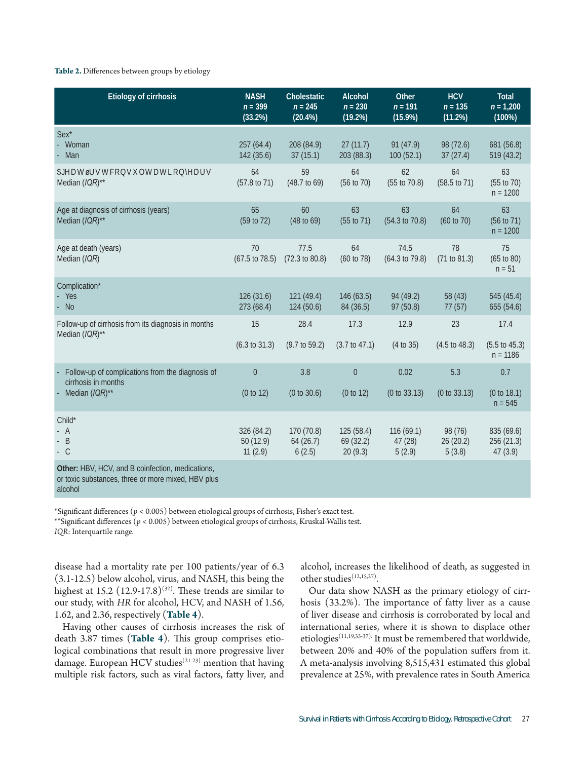**Table 2.** Differences between groups by etiology

| Etiology of cirrhosis | NASH *n* = 399 (33.2%) | Cholestatic *n* = 245 (20.4%) | Alcohol *n* = 230 (19.2%) | Other *n* = 191 (15.9%) | HCV *n* = 135 (11.2%) | Total *n* = 1,200 (100%) |
|---|---|---|---|---|---|---|
| Sex* | | | | | | |
| - Woman | 257 (64.4) | 208 (84.9) | 27 (11.7) | 91 (47.9) | 98 (72.6) | 681 (56.8) |
| - Man | 142 (35.6) | 37 (15.1) | 203 (88.3) | 100 (52.1) | 37 (27.4) | 519 (43.2) |
| $JHDWøUVWFRQVXOWDWLRQ\HDUV Median (*IQR*)** | 64 (57.8 to 71) | 59 (48.7 to 69) | 64 (56 to 70) | 62 (55 to 70.8) | 64 (58.5 to 71) | 63 (55 to 70) n = 1200 |
| Age at diagnosis of cirrhosis (years) Median (*IQR*)** | 65 (59 to 72) | 60 (48 to 69) | 63 (55 to 71) | 63 (54.3 to 70.8) | 64 (60 to 70) | 63 (56 to 71) n = 1200 |
| Age at death (years) Median (*IQR*) | 70 (67.5 to 78.5) | 77.5 (72.3 to 80.8) | 64 (60 to 78) | 74.5 (64.3 to 79.8) | 78 (71 to 81.3) | 75 (65 to 80) n = 51 |
| Complication* | | | | | | |
| - Yes | 126 (31.6) | 121 (49.4) | 146 (63.5) | 94 (49.2) | 58 (43) | 545 (45.4) |
| - No | 273 (68.4) | 124 (50.6) | 84 (36.5) | 97 (50.8) | 77 (57) | 655 (54.6) |
| Follow-up of cirrhosis from its diagnosis in months Median (*IQR*)** | 15 (6.3 to 31.3) | 28.4 (9.7 to 59.2) | 17.3 (3.7 to 47.1) | 12.9 (4 to 35) | 23 (4.5 to 48.3) | 17.4 (5.5 to 45.3) n = 1186 |
| - Follow-up of complications from the diagnosis of cirrhosis in months - Median (*IQR*)** | 0 (0 to 12) | 3.8 (0 to 30.6) | 0 (0 to 12) | 0.02 (0 to 33.13) | 5.3 (0 to 33.13) | 0.7 (0 to 18.1) n = 545 |
| Child* | | | | | | |
| - A | 326 (84.2) | 170 (70.8) | 125 (58.4) | 116 (69.1) | 98 (76) | 835 (69.6) |
| - B | 50 (12.9) | 64 (26.7) | 69 (32.2) | 47 (28) | 26 (20.2) | 256 (21.3) |
| - C | 11 (2.9) | 6 (2.5) | 20 (9.3) | 5 (2.9) | 5 (3.8) | 47 (3.9) |
| **Other:** HBV, HCV, and B coinfection, medications, or toxic substances, three or more mixed, HBV plus alcohol | | | | | | |

*Significant differences ($p < 0.005$) between etiological groups of cirrhosis, Fisher's exact test.
**Significant differences ($p < 0.005$) between etiological groups of cirrhosis, Kruskal-Wallis test.
*IQR*: Interquartile range.

disease had a mortality rate per 100 patients/year of 6.3 (3.1-12.5) below alcohol, virus, and NASH, this being the highest at 15.2 (12.9-17.8)[32]. These trends are similar to our study, with *HR* for alcohol, HCV, and NASH of 1.56, 1.62, and 2.36, respectively (**Table 4**).

Having other causes of cirrhosis increases the risk of death 3.87 times (**Table 4**). This group comprises etiological combinations that result in more progressive liver damage. European HCV studies[21-23] mention that having multiple risk factors, such as viral factors, fatty liver, and alcohol, increases the likelihood of death, as suggested in other studies[12,15,27].

Our data show NASH as the primary etiology of cirrhosis (33.2%). The importance of fatty liver as a cause of liver disease and cirrhosis is corroborated by local and international series, where it is shown to displace other etiologies[11,19,33-37]. It must be remembered that worldwide, between 20% and 40% of the population suffers from it. A meta-analysis involving 8,515,431 estimated this global prevalence at 25%, with prevalence rates in South America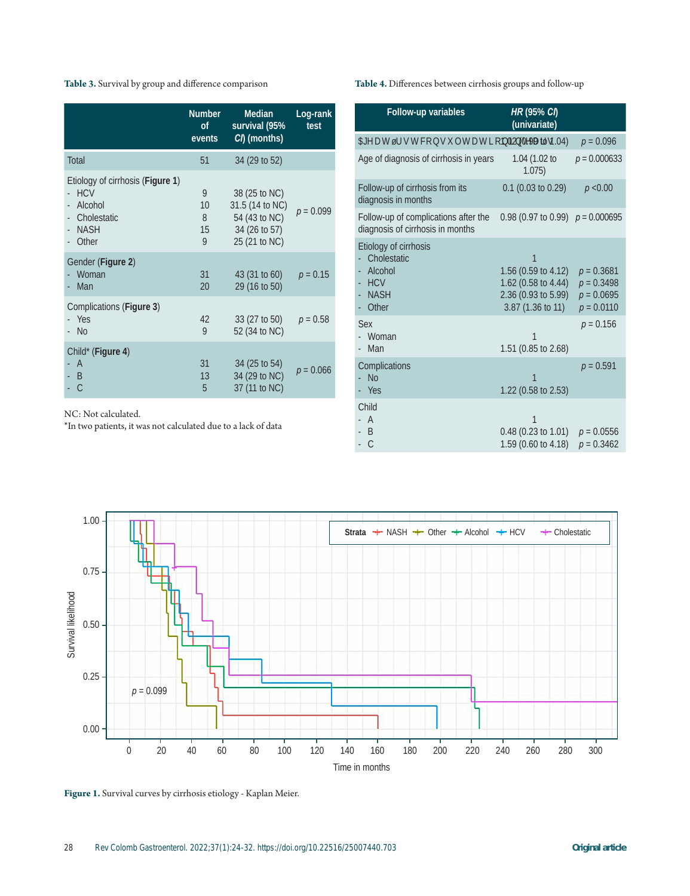**Table 3.** Survival by group and difference comparison

| | Number of events | Median survival (95% *CI*) (months) | Log-rank test |
|---|---|---|---|
| Total | 51 | 34 (29 to 52) | |
| Etiology of cirrhosis (**Figure 1**) | | | *p* = 0.099 |
| - HCV | 9 | 38 (25 to NC) | |
| - Alcohol | 10 | 31.5 (14 to NC) | |
| - Cholestatic | 8 | 54 (43 to NC) | |
| - NASH | 15 | 34 (26 to 57) | |
| - Other | 9 | 25 (21 to NC) | |
| Gender (**Figure 2**) | | | *p* = 0.15 |
| - Woman | 31 | 43 (31 to 60) | |
| - Man | 20 | 29 (16 to 50) | |
| Complications (**Figure 3**) | | | *p* = 0.58 |
| - Yes | 42 | 33 (27 to 50) | |
| - No | 9 | 52 (34 to NC) | |
| Child* (**Figure 4**) | | | *p* = 0.066 |
| - A | 31 | 34 (25 to 54) | |
| - B | 13 | 34 (29 to NC) | |
| - C | 5 | 37 (11 to NC) | |

NC: Not calculated.
*In two patients, it was not calculated due to a lack of data

**Table 4.** Differences between cirrhosis groups and follow-up

| Follow-up variables | *HR* (95% *CI*) (univariate) | |
|---|---|---|
| $JHDWøUVWFRQVXOWDWLRQ | 1.02 (0.99 to 1.04) | *p* = 0.096 |
| Age of diagnosis of cirrhosis in years | 1.04 (1.02 to 1.075) | *p* = 0.000633 |
| Follow-up of cirrhosis from its diagnosis in months | 0.1 (0.03 to 0.29) | *p* <0.00 |
| Follow-up of complications after the diagnosis of cirrhosis in months | 0.98 (0.97 to 0.99) | *p* = 0.000695 |
| Etiology of cirrhosis | | |
| - Cholestatic | 1 | |
| - Alcohol | 1.56 (0.59 to 4.12) | *p* = 0.3681 |
| - HCV | 1.62 (0.58 to 4.44) | *p* = 0.3498 |
| - NASH | 2.36 (0.93 to 5.99) | *p* = 0.0695 |
| - Other | 3.87 (1.36 to 11) | *p* = 0.0110 |
| Sex | | *p* = 0.156 |
| - Woman | 1 | |
| - Man | 1.51 (0.85 to 2.68) | |
| Complications | | *p* = 0.591 |
| - No | 1 | |
| - Yes | 1.22 (0.58 to 2.53) | |
| Child | | |
| - A | 1 | |
| - B | 0.48 (0.23 to 1.01) | *p* = 0.0556 |
| - C | 1.59 (0.60 to 4.18) | *p* = 0.3462 |

**Figure 1.** Survival curves by cirrhosis etiology - Kaplan Meier.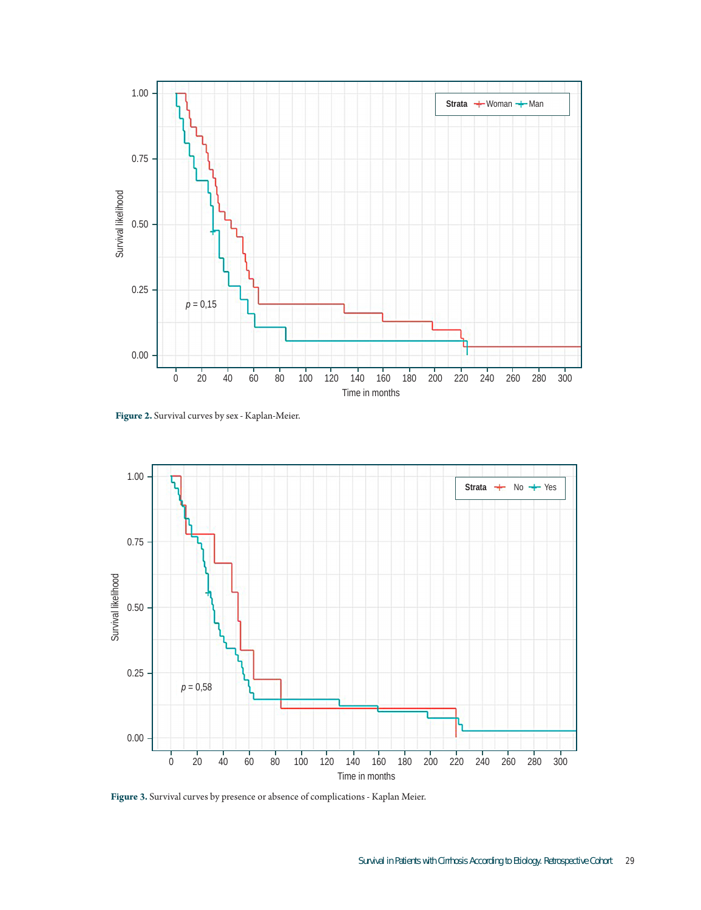**Figure 2.** Survival curves by sex - Kaplan-Meier.

**Figure 3.** Survival curves by presence or absence of complications - Kaplan Meier.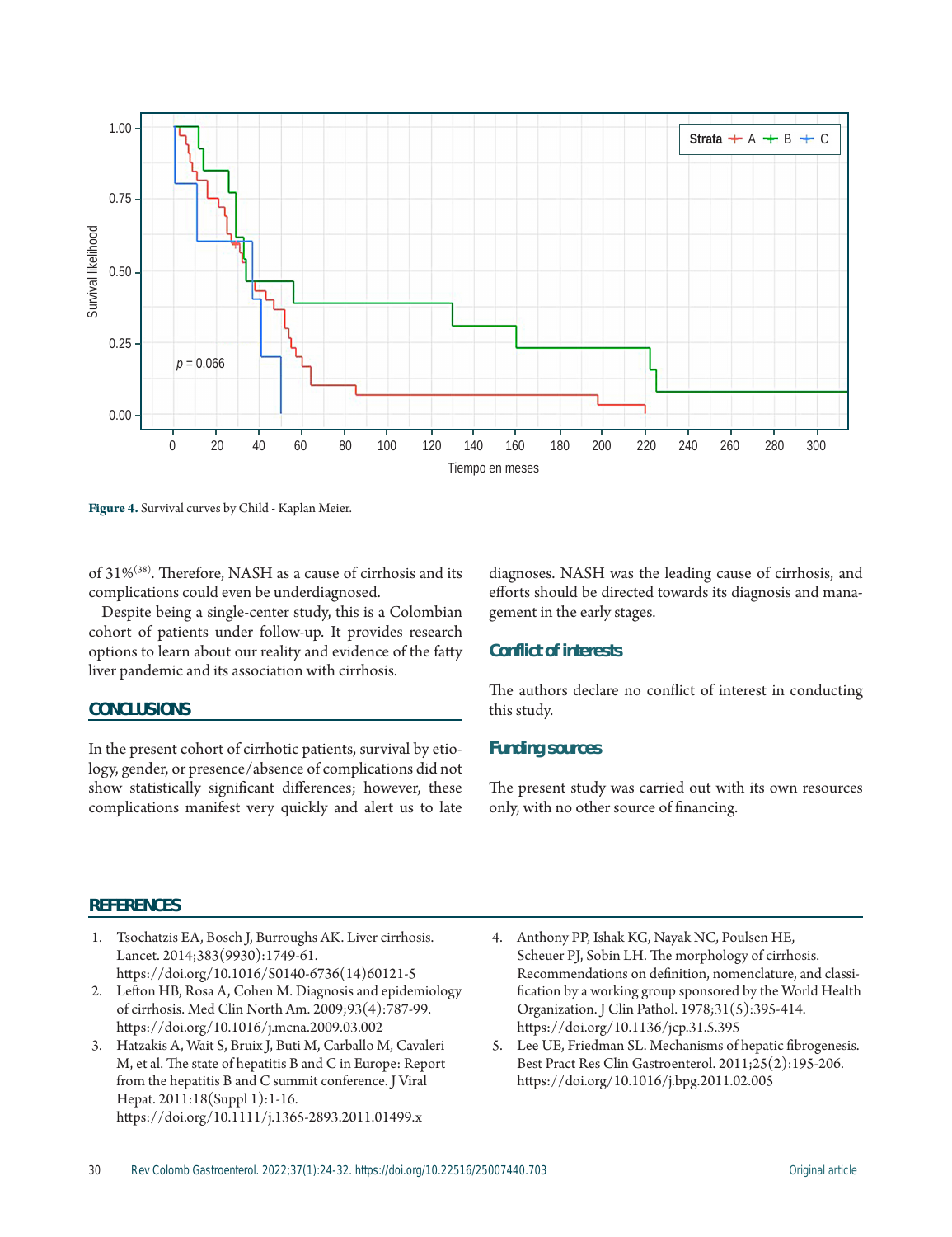Figure 4. Survival curves by Child - Kaplan Meier.

of 31%[38]. Therefore, NASH as a cause of cirrhosis and its complications could even be underdiagnosed.

Despite being a single-center study, this is a Colombian cohort of patients under follow-up. It provides research options to learn about our reality and evidence of the fatty liver pandemic and its association with cirrhosis.

## CONCLUSIONS

In the present cohort of cirrhotic patients, survival by etiology, gender, or presence/absence of complications did not show statistically significant differences; however, these complications manifest very quickly and alert us to late diagnoses. NASH was the leading cause of cirrhosis, and efforts should be directed towards its diagnosis and management in the early stages.

## Conflict of interests

The authors declare no conflict of interest in conducting this study.

## Funding sources

The present study was carried out with its own resources only, with no other source of financing.

## REFERENCES

1. Tsochatzis EA, Bosch J, Burroughs AK. Liver cirrhosis. Lancet. 2014;383(9930):1749-61. https://doi.org/10.1016/S0140-6736(14)60121-5
2. Lefton HB, Rosa A, Cohen M. Diagnosis and epidemiology of cirrhosis. Med Clin North Am. 2009;93(4):787-99. https://doi.org/10.1016/j.mcna.2009.03.002
3. Hatzakis A, Wait S, Bruix J, Buti M, Carballo M, Cavaleri M, et al. The state of hepatitis B and C in Europe: Report from the hepatitis B and C summit conference. J Viral Hepat. 2011:18(Suppl 1):1-16. https://doi.org/10.1111/j.1365-2893.2011.01499.x
4. Anthony PP, Ishak KG, Nayak NC, Poulsen HE, Scheuer PJ, Sobin LH. The morphology of cirrhosis. Recommendations on definition, nomenclature, and classification by a working group sponsored by the World Health Organization. J Clin Pathol. 1978;31(5):395-414. https://doi.org/10.1136/jcp.31.5.395
5. Lee UE, Friedman SL. Mechanisms of hepatic fibrogenesis. Best Pract Res Clin Gastroenterol. 2011;25(2):195-206. https://doi.org/10.1016/j.bpg.2011.02.005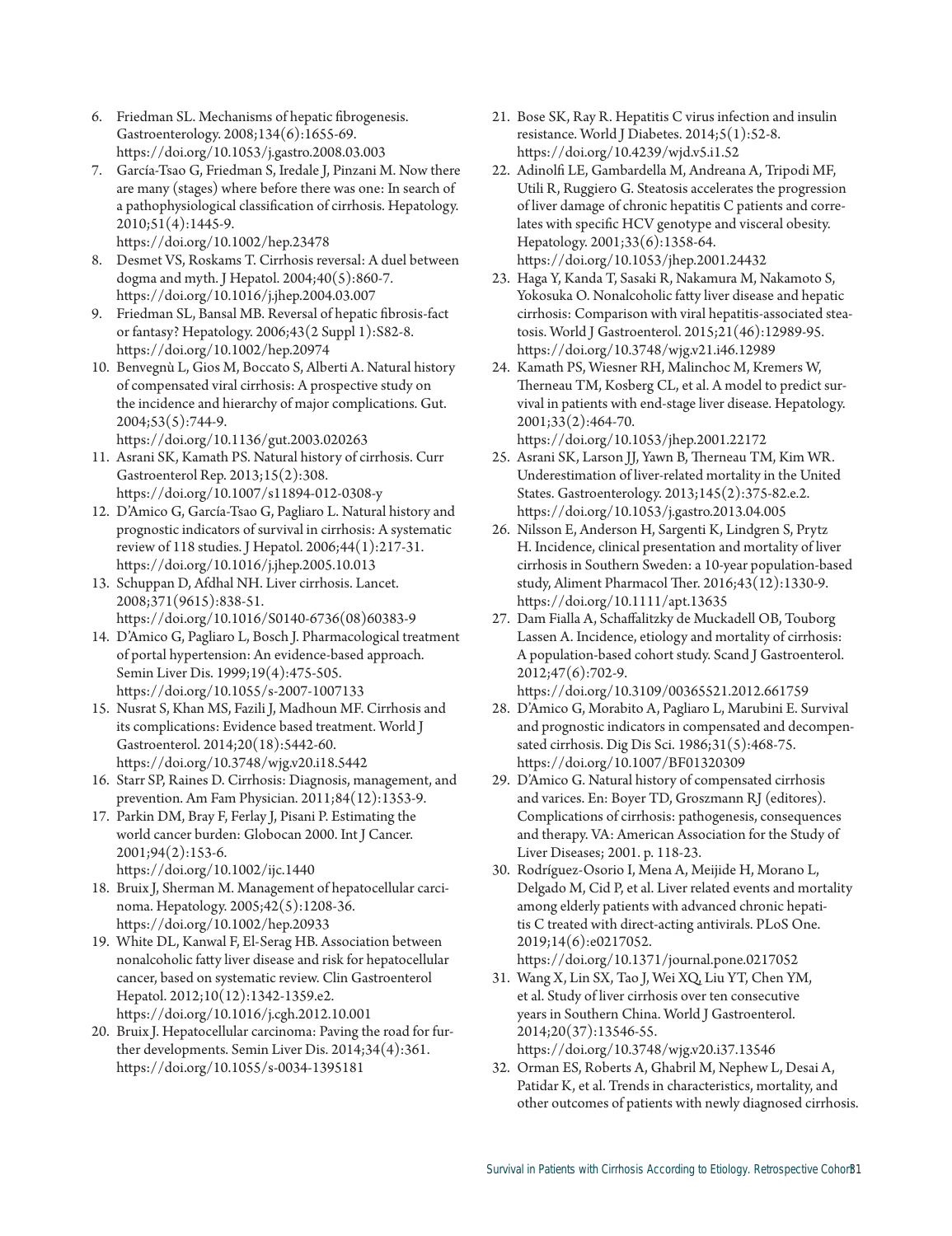6. Friedman SL. Mechanisms of hepatic fibrogenesis. Gastroenterology. 2008;134(6):1655-69. https://doi.org/10.1053/j.gastro.2008.03.003
7. García-Tsao G, Friedman S, Iredale J, Pinzani M. Now there are many (stages) where before there was one: In search of a pathophysiological classification of cirrhosis. Hepatology. 2010;51(4):1445-9. https://doi.org/10.1002/hep.23478
8. Desmet VS, Roskams T. Cirrhosis reversal: A duel between dogma and myth. J Hepatol. 2004;40(5):860-7. https://doi.org/10.1016/j.jhep.2004.03.007
9. Friedman SL, Bansal MB. Reversal of hepatic fibrosis-fact or fantasy? Hepatology. 2006;43(2 Suppl 1):S82-8. https://doi.org/10.1002/hep.20974
10. Benvegnù L, Gios M, Boccato S, Alberti A. Natural history of compensated viral cirrhosis: A prospective study on the incidence and hierarchy of major complications. Gut. 2004;53(5):744-9. https://doi.org/10.1136/gut.2003.020263
11. Asrani SK, Kamath PS. Natural history of cirrhosis. Curr Gastroenterol Rep. 2013;15(2):308. https://doi.org/10.1007/s11894-012-0308-y
12. D'Amico G, García-Tsao G, Pagliaro L. Natural history and prognostic indicators of survival in cirrhosis: A systematic review of 118 studies. J Hepatol. 2006;44(1):217-31. https://doi.org/10.1016/j.jhep.2005.10.013
13. Schuppan D, Afdhal NH. Liver cirrhosis. Lancet. 2008;371(9615):838-51. https://doi.org/10.1016/S0140-6736(08)60383-9
14. D'Amico G, Pagliaro L, Bosch J. Pharmacological treatment of portal hypertension: An evidence-based approach. Semin Liver Dis. 1999;19(4):475-505. https://doi.org/10.1055/s-2007-1007133
15. Nusrat S, Khan MS, Fazili J, Madhoun MF. Cirrhosis and its complications: Evidence based treatment. World J Gastroenterol. 2014;20(18):5442-60. https://doi.org/10.3748/wjg.v20.i18.5442
16. Starr SP, Raines D. Cirrhosis: Diagnosis, management, and prevention. Am Fam Physician. 2011;84(12):1353-9.
17. Parkin DM, Bray F, Ferlay J, Pisani P. Estimating the world cancer burden: Globocan 2000. Int J Cancer. 2001;94(2):153-6. https://doi.org/10.1002/ijc.1440
18. Bruix J, Sherman M. Management of hepatocellular carcinoma. Hepatology. 2005;42(5):1208-36. https://doi.org/10.1002/hep.20933
19. White DL, Kanwal F, El-Serag HB. Association between nonalcoholic fatty liver disease and risk for hepatocellular cancer, based on systematic review. Clin Gastroenterol Hepatol. 2012;10(12):1342-1359.e2. https://doi.org/10.1016/j.cgh.2012.10.001
20. Bruix J. Hepatocellular carcinoma: Paving the road for further developments. Semin Liver Dis. 2014;34(4):361. https://doi.org/10.1055/s-0034-1395181
21. Bose SK, Ray R. Hepatitis C virus infection and insulin resistance. World J Diabetes. 2014;5(1):52-8. https://doi.org/10.4239/wjd.v5.i1.52
22. Adinolfi LE, Gambardella M, Andreana A, Tripodi MF, Utili R, Ruggiero G. Steatosis accelerates the progression of liver damage of chronic hepatitis C patients and correlates with specific HCV genotype and visceral obesity. Hepatology. 2001;33(6):1358-64. https://doi.org/10.1053/jhep.2001.24432
23. Haga Y, Kanda T, Sasaki R, Nakamura M, Nakamoto S, Yokosuka O. Nonalcoholic fatty liver disease and hepatic cirrhosis: Comparison with viral hepatitis-associated steatosis. World J Gastroenterol. 2015;21(46):12989-95. https://doi.org/10.3748/wjg.v21.i46.12989
24. Kamath PS, Wiesner RH, Malinchoc M, Kremers W, Therneau TM, Kosberg CL, et al. A model to predict survival in patients with end-stage liver disease. Hepatology. 2001;33(2):464-70. https://doi.org/10.1053/jhep.2001.22172
25. Asrani SK, Larson JJ, Yawn B, Therneau TM, Kim WR. Underestimation of liver-related mortality in the United States. Gastroenterology. 2013;145(2):375-82.e.2. https://doi.org/10.1053/j.gastro.2013.04.005
26. Nilsson E, Anderson H, Sargenti K, Lindgren S, Prytz H. Incidence, clinical presentation and mortality of liver cirrhosis in Southern Sweden: a 10-year population-based study, Aliment Pharmacol Ther. 2016;43(12):1330-9. https://doi.org/10.1111/apt.13635
27. Dam Fialla A, Schaffalitzky de Muckadell OB, Touborg Lassen A. Incidence, etiology and mortality of cirrhosis: A population-based cohort study. Scand J Gastroenterol. 2012;47(6):702-9. https://doi.org/10.3109/00365521.2012.661759
28. D'Amico G, Morabito A, Pagliaro L, Marubini E. Survival and prognostic indicators in compensated and decompensated cirrhosis. Dig Dis Sci. 1986;31(5):468-75. https://doi.org/10.1007/BF01320309
29. D'Amico G. Natural history of compensated cirrhosis and varices. En: Boyer TD, Groszmann RJ (editores). Complications of cirrhosis: pathogenesis, consequences and therapy. VA: American Association for the Study of Liver Diseases; 2001. p. 118-23.
30. Rodríguez-Osorio I, Mena A, Meijide H, Morano L, Delgado M, Cid P, et al. Liver related events and mortality among elderly patients with advanced chronic hepatitis C treated with direct-acting antivirals. PLoS One. 2019;14(6):e0217052. https://doi.org/10.1371/journal.pone.0217052
31. Wang X, Lin SX, Tao J, Wei XQ, Liu YT, Chen YM, et al. Study of liver cirrhosis over ten consecutive years in Southern China. World J Gastroenterol. 2014;20(37):13546-55. https://doi.org/10.3748/wjg.v20.i37.13546
32. Orman ES, Roberts A, Ghabril M, Nephew L, Desai A, Patidar K, et al. Trends in characteristics, mortality, and other outcomes of patients with newly diagnosed cirrhosis.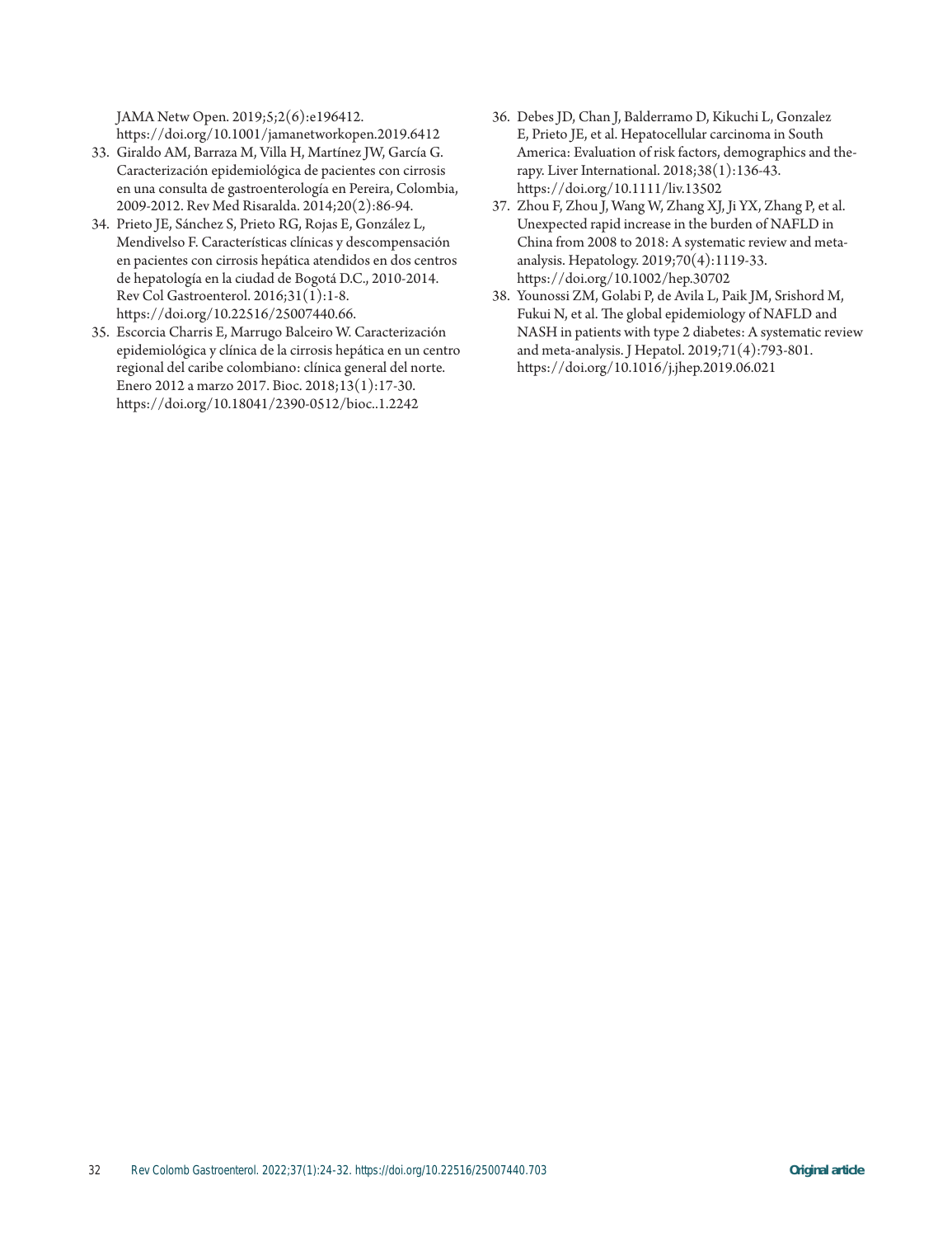JAMA Netw Open. 2019;5;2(6):e196412. https://doi.org/10.1001/jamanetworkopen.2019.6412

33. Giraldo AM, Barraza M, Villa H, Martínez JW, García G. Caracterización epidemiológica de pacientes con cirrosis en una consulta de gastroenterología en Pereira, Colombia, 2009-2012. Rev Med Risaralda. 2014;20(2):86-94.
34. Prieto JE, Sánchez S, Prieto RG, Rojas E, González L, Mendivelso F. Características clínicas y descompensación en pacientes con cirrosis hepática atendidos en dos centros de hepatología en la ciudad de Bogotá D.C., 2010-2014. Rev Col Gastroenterol. 2016;31(1):1-8. https://doi.org/10.22516/25007440.66.
35. Escorcia Charris E, Marrugo Balceiro W. Caracterización epidemiológica y clínica de la cirrosis hepática en un centro regional del caribe colombiano: clínica general del norte. Enero 2012 a marzo 2017. Bioc. 2018;13(1):17-30. https://doi.org/10.18041/2390-0512/bioc..1.2242
36. Debes JD, Chan J, Balderramo D, Kikuchi L, Gonzalez E, Prieto JE, et al. Hepatocellular carcinoma in South America: Evaluation of risk factors, demographics and therapy. Liver International. 2018;38(1):136-43. https://doi.org/10.1111/liv.13502
37. Zhou F, Zhou J, Wang W, Zhang XJ, Ji YX, Zhang P, et al. Unexpected rapid increase in the burden of NAFLD in China from 2008 to 2018: A systematic review and meta-analysis. Hepatology. 2019;70(4):1119-33. https://doi.org/10.1002/hep.30702
38. Younossi ZM, Golabi P, de Avila L, Paik JM, Srishord M, Fukui N, et al. The global epidemiology of NAFLD and NASH in patients with type 2 diabetes: A systematic review and meta-analysis. J Hepatol. 2019;71(4):793-801. https://doi.org/10.1016/j.jhep.2019.06.021